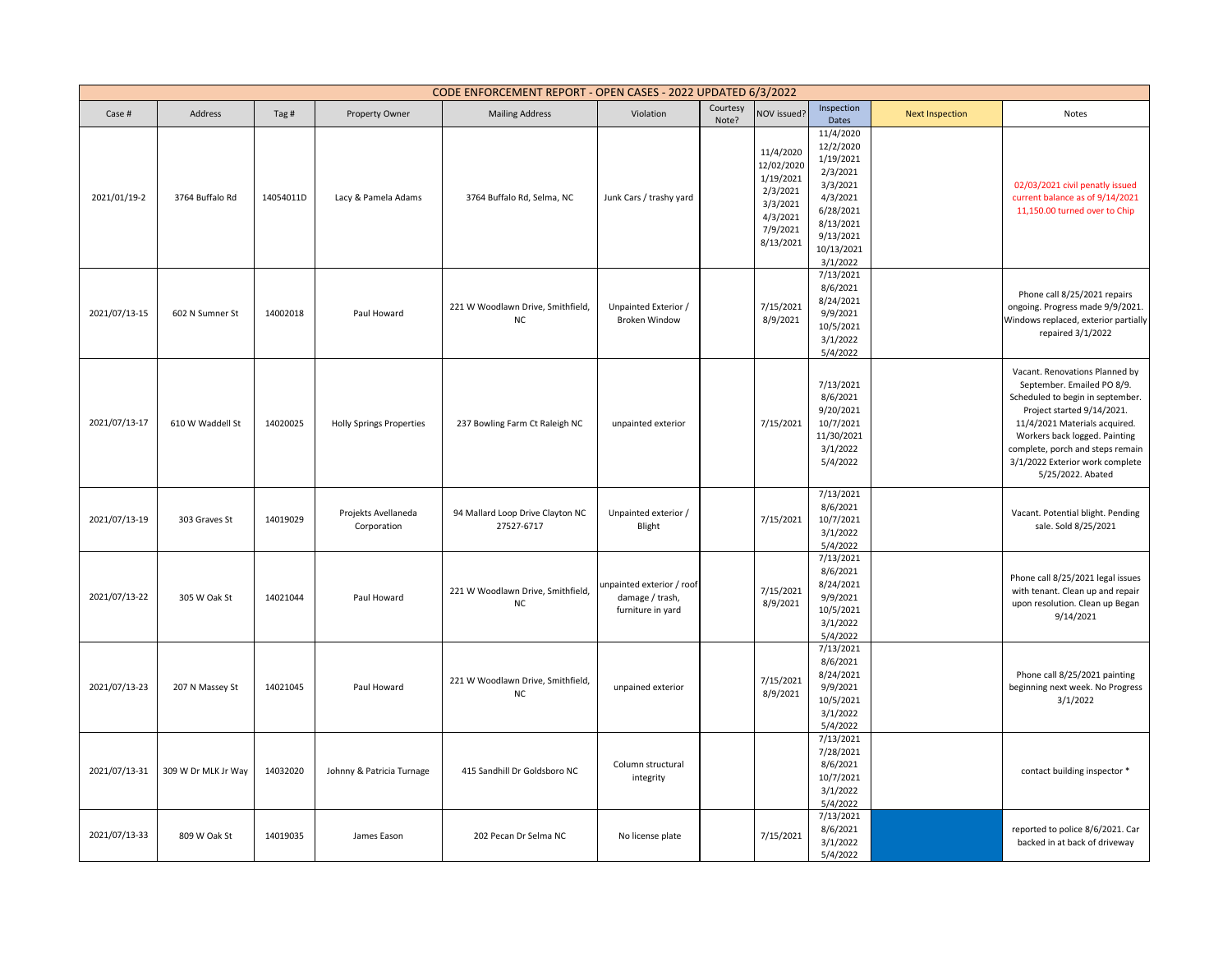| CODE ENFORCEMENT REPORT - OPEN CASES - 2022 UPDATED 6/3/2022 | | | | | | | | | | |
|---|---|---|---|---|---|---|---|---|---|---|
| Case # | Address | Tag # | Property Owner | Mailing Address | Violation | Courtesy Note? | NOV issued? | Inspection Dates | Next Inspection | Notes |
| 2021/01/19-2 | 3764 Buffalo Rd | 14054011D | Lacy & Pamela Adams | 3764 Buffalo Rd, Selma, NC | Junk Cars / trashy yard | | 11/4/2020 12/02/2020 1/19/2021 2/3/2021 3/3/2021 4/3/2021 7/9/2021 8/13/2021 | 11/4/2020 12/2/2020 1/19/2021 2/3/2021 3/3/2021 4/3/2021 6/28/2021 8/13/2021 9/13/2021 10/13/2021 3/1/2022 | | 02/03/2021 civil penalty issued current balance as of 9/14/2021 11,150.00 turned over to Chip |
| 2021/07/13-15 | 602 N Sumner St | 14002018 | Paul Howard | 221 W Woodlawn Drive, Smithfield, NC | Unpainted Exterior / Broken Window | | 7/15/2021 8/9/2021 | 7/13/2021 8/6/2021 8/24/2021 9/9/2021 10/5/2021 3/1/2022 5/4/2022 | | Phone call 8/25/2021 repairs ongoing. Progress made 9/9/2021. Windows replaced, exterior partially repaired 3/1/2022 |
| 2021/07/13-17 | 610 W Waddell St | 14020025 | Holly Springs Properties | 237 Bowling Farm Ct Raleigh NC | unpainted exterior | | 7/15/2021 | 7/13/2021 8/6/2021 9/20/2021 10/7/2021 11/30/2021 3/1/2022 5/4/2022 | | Vacant. Renovations Planned by September. Emailed PO 8/9. Scheduled to begin in september. Project started 9/14/2021. 11/4/2021 Materials acquired. Workers back logged. Painting complete, porch and steps remain 3/1/2022 Exterior work complete 5/25/2022. Abated |
| 2021/07/13-19 | 303 Graves St | 14019029 | Projekts Avellaneda Corporation | 94 Mallard Loop Drive Clayton NC 27527-6717 | Unpainted exterior / Blight | | 7/15/2021 | 7/13/2021 8/6/2021 10/7/2021 3/1/2022 5/4/2022 | | Vacant. Potential blight. Pending sale. Sold 8/25/2021 |
| 2021/07/13-22 | 305 W Oak St | 14021044 | Paul Howard | 221 W Woodlawn Drive, Smithfield, NC | unpainted exterior / roof damage / trash, furniture in yard | | 7/15/2021 8/9/2021 | 7/13/2021 8/6/2021 8/24/2021 9/9/2021 10/5/2021 3/1/2022 5/4/2022 | | Phone call 8/25/2021 legal issues with tenant. Clean up and repair upon resolution. Clean up Began 9/14/2021 |
| 2021/07/13-23 | 207 N Massey St | 14021045 | Paul Howard | 221 W Woodlawn Drive, Smithfield, NC | unpained exterior | | 7/15/2021 8/9/2021 | 7/13/2021 8/6/2021 8/24/2021 9/9/2021 10/5/2021 3/1/2022 5/4/2022 | | Phone call 8/25/2021 painting beginning next week. No Progress 3/1/2022 |
| 2021/07/13-31 | 309 W Dr MLK Jr Way | 14032020 | Johnny & Patricia Turnage | 415 Sandhill Dr Goldsboro NC | Column structural integrity | | | 7/13/2021 7/28/2021 8/6/2021 10/7/2021 3/1/2022 5/4/2022 | | contact building inspector * |
| 2021/07/13-33 | 809 W Oak St | 14019035 | James Eason | 202 Pecan Dr Selma NC | No license plate | | 7/15/2021 | 7/13/2021 8/6/2021 3/1/2022 5/4/2022 | | reported to police 8/6/2021. Car backed in at back of driveway |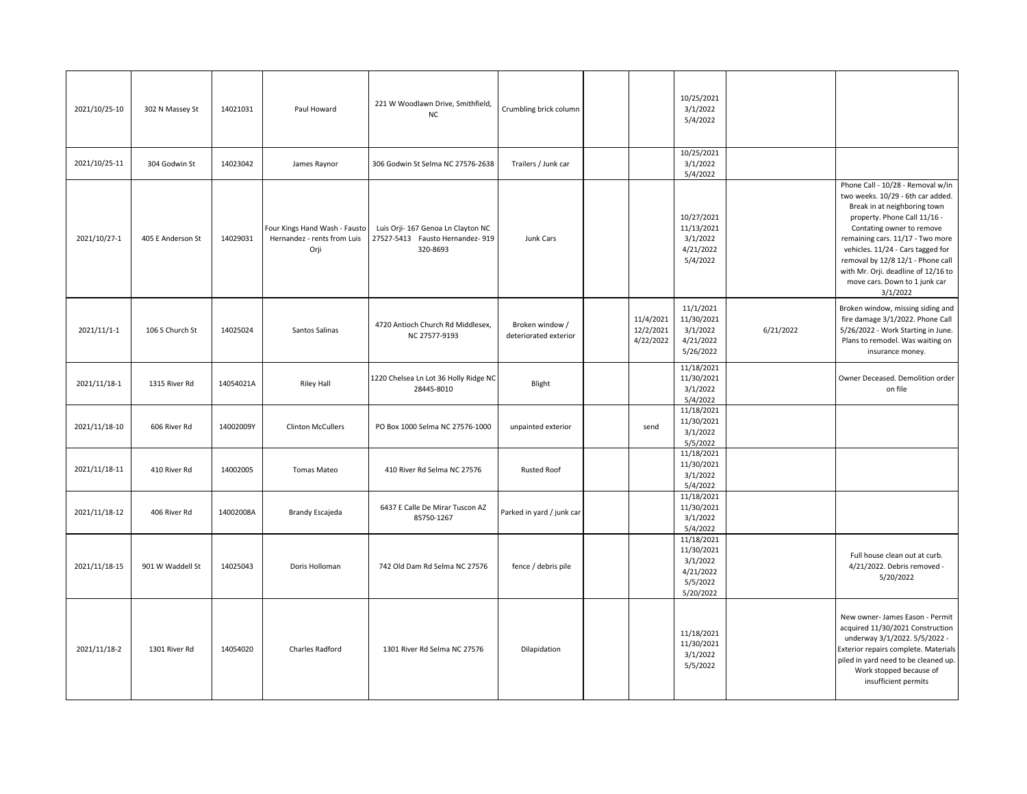| | | | | | | | | | | |
|---|---|---|---|---|---|---|---|---|---|---|
| 2021/10/25-10 | 302 N Massey St | 14021031 | Paul Howard | 221 W Woodlawn Drive, Smithfield, NC | Crumbling brick column | | | 10/25/2021<br>3/1/2022<br>5/4/2022 | | |
| 2021/10/25-11 | 304 Godwin St | 14023042 | James Raynor | 306 Godwin St Selma NC 27576-2638 | Trailers / Junk car | | | 10/25/2021<br>3/1/2022<br>5/4/2022 | | |
| 2021/10/27-1 | 405 E Anderson St | 14029031 | Four Kings Hand Wash - Fausto Hernandez - rents from Luis Orji | Luis Orji- 167 Genoa Ln Clayton NC 27527-5413 Fausto Hernandez- 919 320-8693 | Junk Cars | | | 10/27/2021<br>11/13/2021<br>3/1/2022<br>4/21/2022<br>5/4/2022 | | Phone Call - 10/28 - Removal w/in two weeks. 10/29 - 6th car added. Break in at neighboring town property. Phone Call 11/16 - Contating owner to remove remaining cars. 11/17 - Two more vehicles. 11/24 - Cars tagged for removal by 12/8 12/1 - Phone call with Mr. Orji. deadline of 12/16 to move cars. Down to 1 junk car 3/1/2022 |
| 2021/11/1-1 | 106 S Church St | 14025024 | Santos Salinas | 4720 Antioch Church Rd Middlesex, NC 27577-9193 | Broken window / deteriorated exterior | | 11/4/2021<br>12/2/2021<br>4/22/2022 | 11/1/2021<br>11/30/2021<br>3/1/2022<br>4/21/2022<br>5/26/2022 | 6/21/2022 | Broken window, missing siding and fire damage 3/1/2022. Phone Call 5/26/2022 - Work Starting in June. Plans to remodel. Was waiting on insurance money. |
| 2021/11/18-1 | 1315 River Rd | 14054021A | Riley Hall | 1220 Chelsea Ln Lot 36 Holly Ridge NC 28445-8010 | Blight | | | 11/18/2021<br>11/30/2021<br>3/1/2022<br>5/4/2022 | | Owner Deceased. Demolition order on file |
| 2021/11/18-10 | 606 River Rd | 14002009Y | Clinton McCullers | PO Box 1000 Selma NC 27576-1000 | unpainted exterior | | send | 11/18/2021<br>11/30/2021<br>3/1/2022<br>5/5/2022 | | |
| 2021/11/18-11 | 410 River Rd | 14002005 | Tomas Mateo | 410 River Rd Selma NC 27576 | Rusted Roof | | | 11/18/2021<br>11/30/2021<br>3/1/2022<br>5/4/2022 | | |
| 2021/11/18-12 | 406 River Rd | 14002008A | Brandy Escajeda | 6437 E Calle De Mirar Tuscon AZ 85750-1267 | Parked in yard / junk car | | | 11/18/2021<br>11/30/2021<br>3/1/2022<br>5/4/2022 | | |
| 2021/11/18-15 | 901 W Waddell St | 14025043 | Doris Holloman | 742 Old Dam Rd Selma NC 27576 | fence / debris pile | | | 11/18/2021<br>11/30/2021<br>3/1/2022<br>4/21/2022<br>5/5/2022<br>5/20/2022 | | Full house clean out at curb. 4/21/2022. Debris removed - 5/20/2022 |
| 2021/11/18-2 | 1301 River Rd | 14054020 | Charles Radford | 1301 River Rd Selma NC 27576 | Dilapidation | | | 11/18/2021<br>11/30/2021<br>3/1/2022<br>5/5/2022 | | New owner- James Eason - Permit acquired 11/30/2021 Construction underway 3/1/2022. 5/5/2022 - Exterior repairs complete. Materials piled in yard need to be cleaned up. Work stopped because of insufficient permits |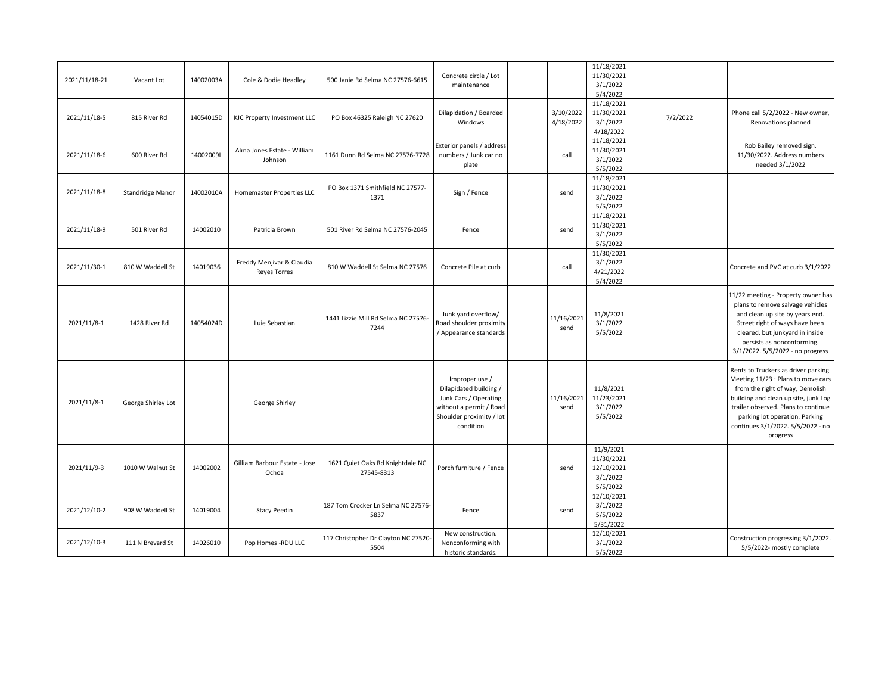| | | | | | | | | | | |
|---|---|---|---|---|---|---|---|---|---|---|
| 2021/11/18-21 | Vacant Lot | 14002003A | Cole & Dodie Headley | 500 Janie Rd Selma NC 27576-6615 | Concrete circle / Lot maintenance | | | 11/18/2021 11/30/2021 3/1/2022 5/4/2022 | | |
| 2021/11/18-5 | 815 River Rd | 14054015D | KJC Property Investment LLC | PO Box 46325 Raleigh NC 27620 | Dilapidation / Boarded Windows | | 3/10/2022 4/18/2022 | 11/18/2021 11/30/2021 3/1/2022 4/18/2022 | 7/2/2022 | Phone call 5/2/2022 - New owner, Renovations planned |
| 2021/11/18-6 | 600 River Rd | 14002009L | Alma Jones Estate - William Johnson | 1161 Dunn Rd Selma NC 27576-7728 | Exterior panels / address numbers / Junk car no plate | | call | 11/18/2021 11/30/2021 3/1/2022 5/5/2022 | | Rob Bailey removed sign. 11/30/2022. Address numbers needed 3/1/2022 |
| 2021/11/18-8 | Standridge Manor | 14002010A | Homemaster Properties LLC | PO Box 1371 Smithfield NC 27577-1371 | Sign / Fence | | send | 11/18/2021 11/30/2021 3/1/2022 5/5/2022 | | |
| 2021/11/18-9 | 501 River Rd | 14002010 | Patricia Brown | 501 River Rd Selma NC 27576-2045 | Fence | | send | 11/18/2021 11/30/2021 3/1/2022 5/5/2022 | | |
| 2021/11/30-1 | 810 W Waddell St | 14019036 | Freddy Menjivar & Claudia Reyes Torres | 810 W Waddell St Selma NC 27576 | Concrete Pile at curb | | call | 11/30/2021 3/1/2022 4/21/2022 5/4/2022 | | Concrete and PVC at curb 3/1/2022 |
| 2021/11/8-1 | 1428 River Rd | 14054024D | Luie Sebastian | 1441 Lizzie Mill Rd Selma NC 27576-7244 | Junk yard overflow/ Road shoulder proximity / Appearance standards | | 11/16/2021 send | 11/8/2021 3/1/2022 5/5/2022 | | 11/22 meeting - Property owner has plans to remove salvage vehicles and clean up site by years end. Street right of ways have been cleared, but junkyard in inside persists as nonconforming. 3/1/2022. 5/5/2022 - no progress |
| 2021/11/8-1 | George Shirley Lot | | George Shirley | | Improper use / Dilapidated building / Junk Cars / Operating without a permit / Road Shoulder proximity / lot condition | | 11/16/2021 send | 11/8/2021 11/23/2021 3/1/2022 5/5/2022 | | Rents to Truckers as driver parking. Meeting 11/23 : Plans to move cars from the right of way, Demolish building and clean up site, junk Log trailer observed. Plans to continue parking lot operation. Parking continues 3/1/2022. 5/5/2022 - no progress |
| 2021/11/9-3 | 1010 W Walnut St | 14002002 | Gilliam Barbour Estate - Jose Ochoa | 1621 Quiet Oaks Rd Knightdale NC 27545-8313 | Porch furniture / Fence | | send | 11/9/2021 11/30/2021 12/10/2021 3/1/2022 5/5/2022 | | |
| 2021/12/10-2 | 908 W Waddell St | 14019004 | Stacy Peedin | 187 Tom Crocker Ln Selma NC 27576-5837 | Fence | | send | 12/10/2021 3/1/2022 5/5/2022 5/31/2022 | | |
| 2021/12/10-3 | 111 N Brevard St | 14026010 | Pop Homes -RDU LLC | 117 Christopher Dr Clayton NC 27520-5504 | New construction. Nonconforming with historic standards. | | | 12/10/2021 3/1/2022 5/5/2022 | | Construction progressing 3/1/2022. 5/5/2022- mostly complete |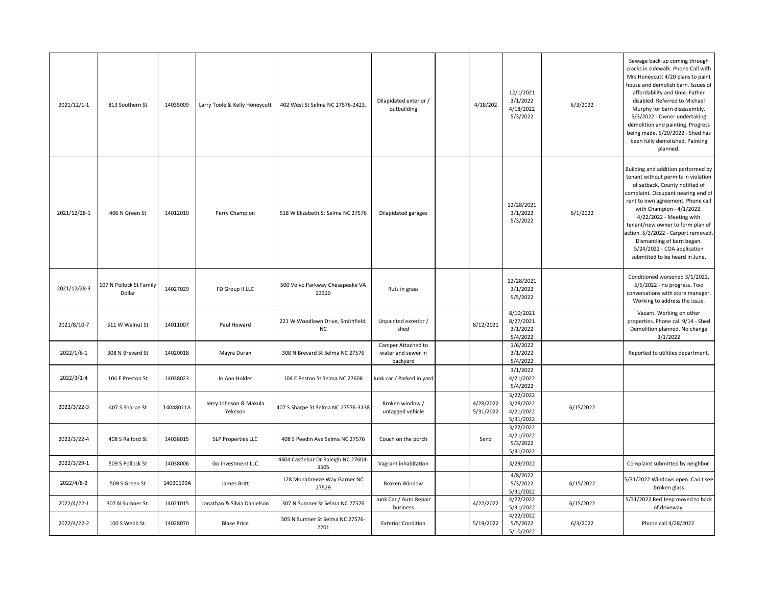| | | | | | | | | | | |
|---|---|---|---|---|---|---|---|---|---|---|
| 2021/12/1-1 | 813 Southern St | 14035009 | Larry Toole & Kelly Honeycutt | 402 West St Selma NC 27576-2423. | Dilapidated exterior / outbuilding | | 4/18/202 | 12/1/2021<br>3/1/2022<br>4/18/2022<br>5/3/2022 | 6/3/2022 | Sewage back-up coming through cracks in sidewalk. Phone Call with Mrs Honeycutt 4/20 plans to paint house and demolish barn. Issues of affordability and time. Father disabled. Referred to Michael Murphy for barn disassembly. 5/3/2022 - Owner undertaking demolition and painting. Progress being made. 5/20/2022 - Shed has been fully demolished. Painting planned. |
| 2021/12/28-1 | 406 N Green St | 14012010 | Perry Champion | 518 W Elizabeth St Selma NC 27576 | Dilapidated garages | | | 12/28/2021<br>3/1/2022<br>5/3/2022 | 6/1/2022 | Building and addition performed by tenant without permits in violation of setback. County notified of complaint. Occupant nearing end of rent to own agreement. Phone call with Champion - 4/1/2022. 4/22/2022 - Meeting with tenant/new owner to form plan of action. 5/3/2022 - Carport removed, Dismantling of barn began. 5/24/2022 - COA application submitted to be heard in June. |
| 2021/12/28-3 | 107 N Pollock St Family Dollar | 14027029 | FD Group II LLC | 500 Volvo Parkway Chesapeake VA 23320 | Ruts in grass | | | 12/28/2021<br>3/1/2022<br>5/5/2022 | | Conditioned worsened 3/1/2022. 5/5/2022 - no progress. Two conversations with store manager. Working to address the issue. |
| 2021/8/10-7 | 511 W Walnut St | 14011007 | Paul Howard | 221 W Woodlawn Drive, Smithfield, NC | Unpainted exterior / shed | | 8/12/2021 | 8/10/2021<br>8/27/2021<br>3/1/2022<br>5/4/2022 | | Vacant. Working on other properties. Phone call 9/14 - Shed Demolition planned. No change 3/1/2022 |
| 2022/1/6-1 | 308 N Brevard St | 14020018 | Mayra Duran | 308 N Brevard St Selma NC 27576 | Camper Attached to water and sewer in backyard | | | 1/6/2022<br>3/1/2022<br>5/4/2022 | | Reported to utilities department. |
| 2022/3/1-4 | 104 E Preston St | 14038023 | Jo Ann Holder | 104 E Peston St Selma NC 27606 | Junk car / Parked in yard | | | 3/1/2022<br>4/21/2022<br>5/4/2022 | | |
| 2022/3/22-3 | 407 S Sharpe St | 14048011A | Jerry Johnson & Makula Yekeson | 407 S Sharpe St Selma NC 27576-3138 | Broken window / untagged vehicle | | 4/28/2022<br>5/31/2022 | 3/22/2022<br>3/28/2022<br>4/21/2022<br>5/31/2022 | 6/15/2022 | |
| 2022/3/22-4 | 408 S Raiford St | 14038015 | SLP Properties LLC | 408 S Peedin Ave Selma NC 27576 | Couch on the porch | | Send | 3/22/2022<br>4/21/2022<br>5/3/2022<br>5/31/2022 | | |
| 2022/3/29-1 | 509 S Pollock St | 14038006 | Go Investment LLC | 4604 Castlebar Dr Raleigh NC 27604-3505 | Vagrant inhabitation | | | 3/29/2022 | | Complaint submitted by neighbor. |
| 2022/4/8-2 | 509 S Green St | 14030199A | James Britt | 128 Monabreeze Way Garner NC 27529 | Broken Window | | | 4/8/2022<br>5/3/2022<br>5/31/2022 | 6/15/2022 | 5/31/2022 Windows open. Can't see broken glass |
| 2022/4/22-1 | 307 N Sumner St. | 14021015 | Jonathan & Silvia Danielson | 307 N Sumner St Selma NC 27576 | Junk Car / Auto Repair business | | 4/22/2022 | 4/22/2022<br>5/31/2022 | 6/15/2022 | 5/31/2022 Red Jeep moved to back of driveway. |
| 2022/4/22-2 | 100 S Webb St. | 14028070 | Blake Price | 505 N Sumner St Selma NC 27576-2201 | Exterior Condition | | 5/19/2022 | 4/22/2022<br>5/5/2022<br>5/10/2022 | 6/3/2022 | Phone call 4/28/2022. |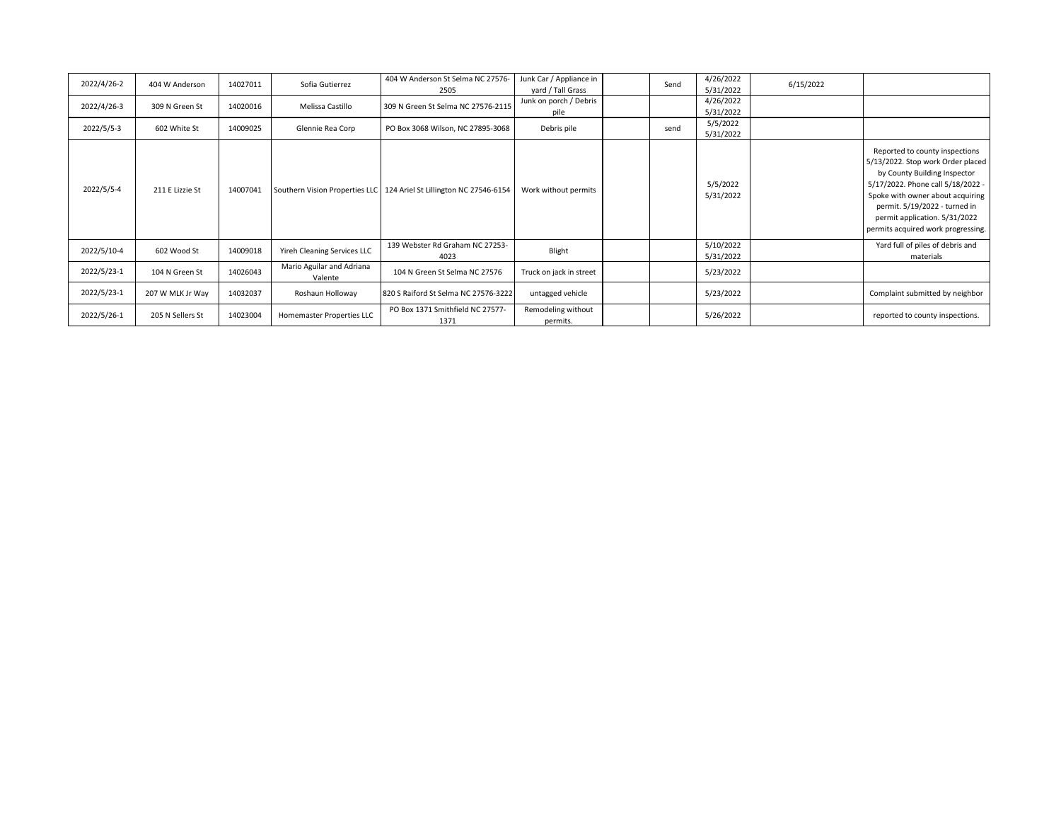| | | | | | | | | | | |
|---|---|---|---|---|---|---|---|---|---|---|
| 2022/4/26-2 | 404 W Anderson | 14027011 | Sofia Gutierrez | 404 W Anderson St Selma NC 27576-2505 | Junk Car / Appliance in yard / Tall Grass | | Send | 4/26/2022 5/31/2022 | 6/15/2022 | |
| 2022/4/26-3 | 309 N Green St | 14020016 | Melissa Castillo | 309 N Green St Selma NC 27576-2115 | Junk on porch / Debris pile | | | 4/26/2022 5/31/2022 | | |
| 2022/5/5-3 | 602 White St | 14009025 | Glennie Rea Corp | PO Box 3068 Wilson, NC 27895-3068 | Debris pile | | send | 5/5/2022 5/31/2022 | | |
| 2022/5/5-4 | 211 E Lizzie St | 14007041 | Southern Vision Properties LLC | 124 Ariel St Lillington NC 27546-6154 | Work without permits | | | 5/5/2022 5/31/2022 | | Reported to county inspections 5/13/2022. Stop work Order placed by County Building Inspector 5/17/2022. Phone call 5/18/2022 - Spoke with owner about acquiring permit. 5/19/2022 - turned in permit application. 5/31/2022 permits acquired work progressing. |
| 2022/5/10-4 | 602 Wood St | 14009018 | Yireh Cleaning Services LLC | 139 Webster Rd Graham NC 27253-4023 | Blight | | | 5/10/2022 5/31/2022 | | Yard full of piles of debris and materials |
| 2022/5/23-1 | 104 N Green St | 14026043 | Mario Aguilar and Adriana Valente | 104 N Green St Selma NC 27576 | Truck on jack in street | | | 5/23/2022 | | |
| 2022/5/23-1 | 207 W MLK Jr Way | 14032037 | Roshaun Holloway | 820 S Raiford St Selma NC 27576-3222 | untagged vehicle | | | 5/23/2022 | | Complaint submitted by neighbor |
| 2022/5/26-1 | 205 N Sellers St | 14023004 | Homemaster Properties LLC | PO Box 1371 Smithfield NC 27577-1371 | Remodeling without permits. | | | 5/26/2022 | | reported to county inspections. |